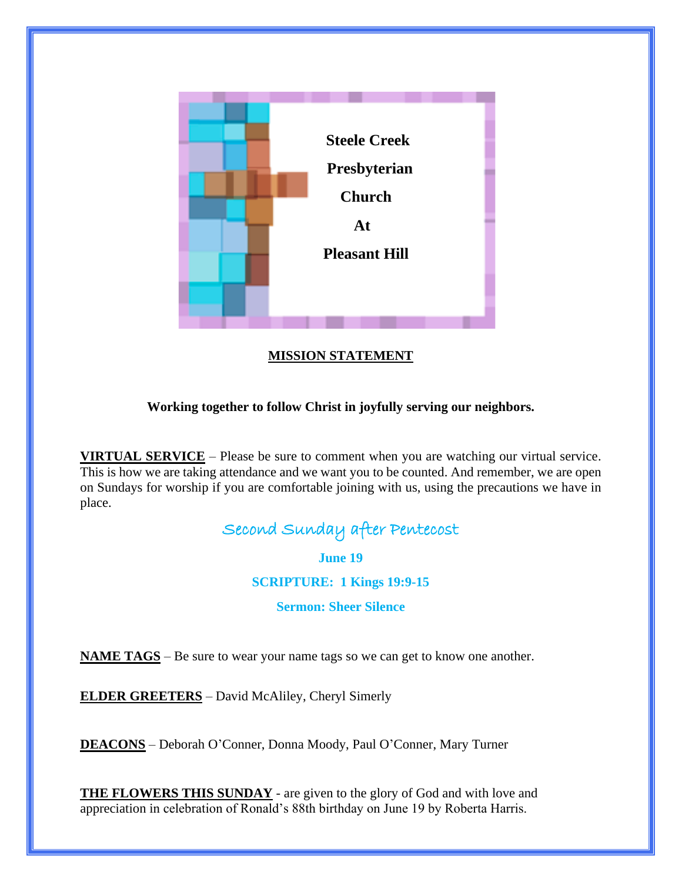**Steele Creek**

**Presbyterian**

**Church**

**At**

**Pleasant Hill**

## MISSION STATEMENT

**Working together to follow Christ in joyfully serving our neighbors.**

**VIRTUAL SERVICE** – Please be sure to comment when you are watching our virtual service. This is how we are taking attendance and we want you to be counted. And remember, we are open on Sundays for worship if you are comfortable joining with us, using the precautions we have in place.

### Second Sunday after Pentecost

**June 19**

**SCRIPTURE: 1 Kings 19:9-15**

**Sermon: Sheer Silence**

**NAME TAGS** – Be sure to wear your name tags so we can get to know one another.

**ELDER GREETERS** – David McAliley, Cheryl Simerly

**DEACONS** – Deborah O'Conner, Donna Moody, Paul O'Conner, Mary Turner

**THE FLOWERS THIS SUNDAY** - are given to the glory of God and with love and appreciation in celebration of Ronald's 88th birthday on June 19 by Roberta Harris.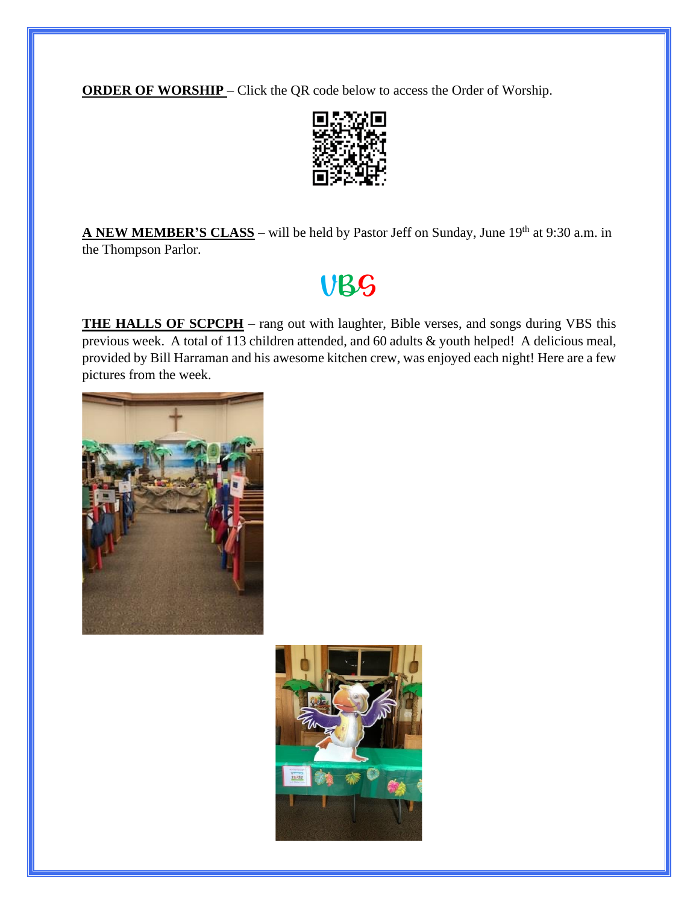**ORDER OF WORSHIP** – Click the QR code below to access the Order of Worship.

**A NEW MEMBER'S CLASS** – will be held by Pastor Jeff on Sunday, June 19th at 9:30 a.m. in the Thompson Parlor.

VBS

**THE HALLS OF SCPCPH** – rang out with laughter, Bible verses, and songs during VBS this previous week. A total of 113 children attended, and 60 adults & youth helped! A delicious meal, provided by Bill Harraman and his awesome kitchen crew, was enjoyed each night! Here are a few pictures from the week.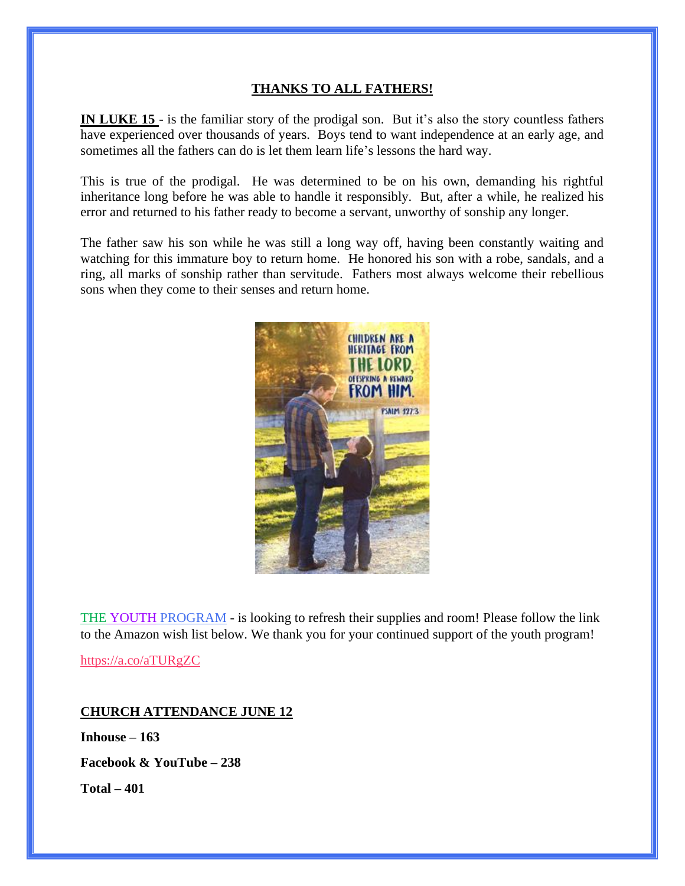**THANKS TO ALL FATHERS!**

**IN LUKE 15** - is the familiar story of the prodigal son. But it's also the story countless fathers have experienced over thousands of years. Boys tend to want independence at an early age, and sometimes all the fathers can do is let them learn life's lessons the hard way.

This is true of the prodigal. He was determined to be on his own, demanding his rightful inheritance long before he was able to handle it responsibly. But, after a while, he realized his error and returned to his father ready to become a servant, unworthy of sonship any longer.

The father saw his son while he was still a long way off, having been constantly waiting and watching for this immature boy to return home. He honored his son with a robe, sandals, and a ring, all marks of sonship rather than servitude. Fathers most always welcome their rebellious sons when they come to their senses and return home.

THE YOUTH PROGRAM - is looking to refresh their supplies and room! Please follow the link to the Amazon wish list below. We thank you for your continued support of the youth program!

https://a.co/aTURgZC

**CHURCH ATTENDANCE JUNE 12**

**Inhouse – 163**

**Facebook & YouTube – 238**

**Total – 401**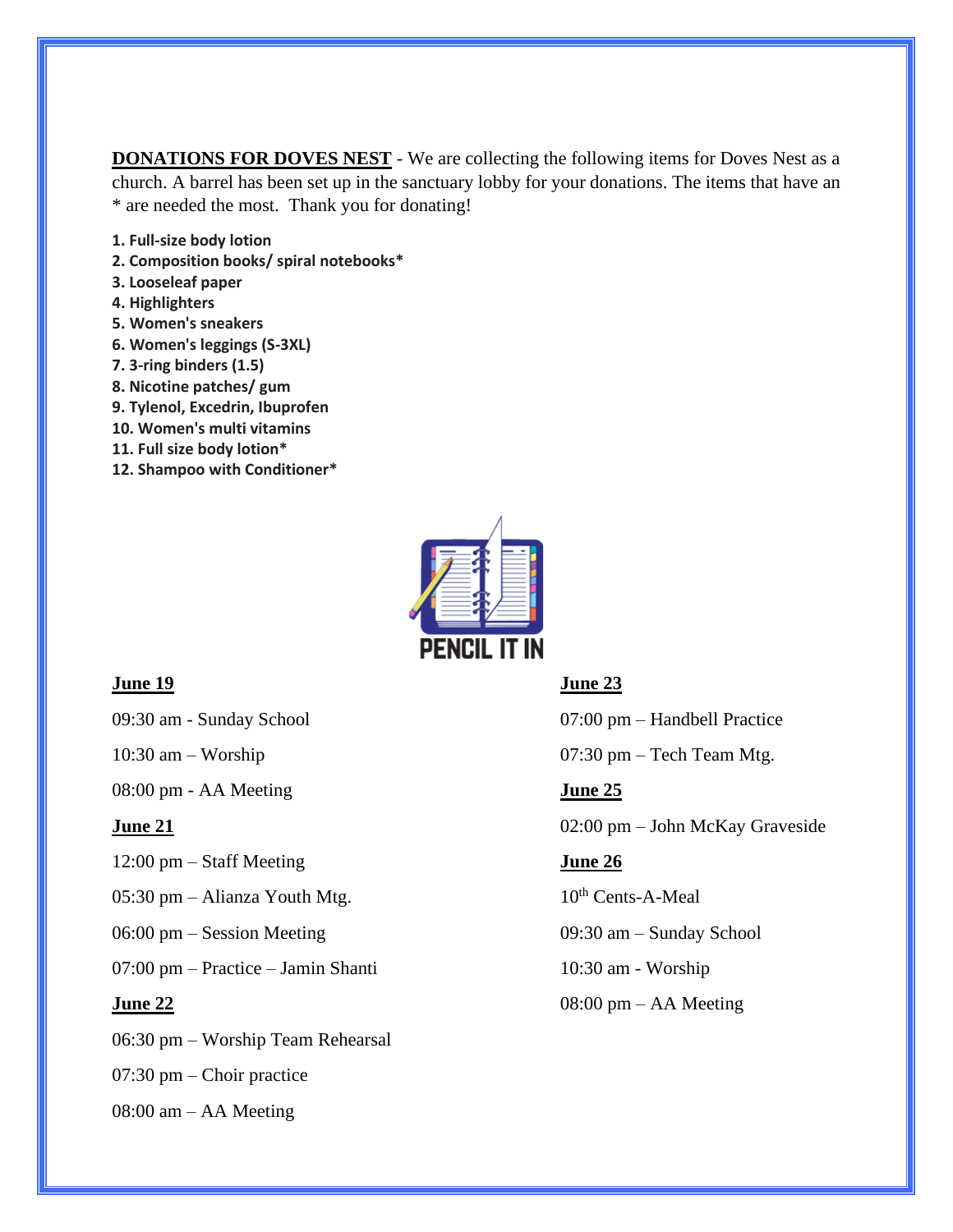**DONATIONS FOR DOVES NEST** - We are collecting the following items for Doves Nest as a church. A barrel has been set up in the sanctuary lobby for your donations. The items that have an * are needed the most. Thank you for donating!

1. **Full-size body lotion**
2. **Composition books/ spiral notebooks***
3. **Looseleaf paper**
4. **Highlighters**
5. **Women's sneakers**
6. **Women's leggings (S-3XL)**
7. **3-ring binders (1.5)**
8. **Nicotine patches/ gum**
9. **Tylenol, Excedrin, Ibuprofen**
10. **Women's multi vitamins**
11. **Full size body lotion***
12. **Shampoo with Conditioner***

PENCIL IT IN

**June 19**

09:30 am - Sunday School

10:30 am – Worship

08:00 pm - AA Meeting

**June 21**

12:00 pm – Staff Meeting

05:30 pm – Alianza Youth Mtg.

06:00 pm – Session Meeting

07:00 pm – Practice – Jamin Shanti

**June 22**

06:30 pm – Worship Team Rehearsal

07:30 pm – Choir practice

08:00 am – AA Meeting

**June 23**

07:00 pm – Handbell Practice

07:30 pm – Tech Team Mtg.

**June 25**

02:00 pm – John McKay Graveside

**June 26**

10th Cents-A-Meal

09:30 am – Sunday School

10:30 am - Worship

08:00 pm – AA Meeting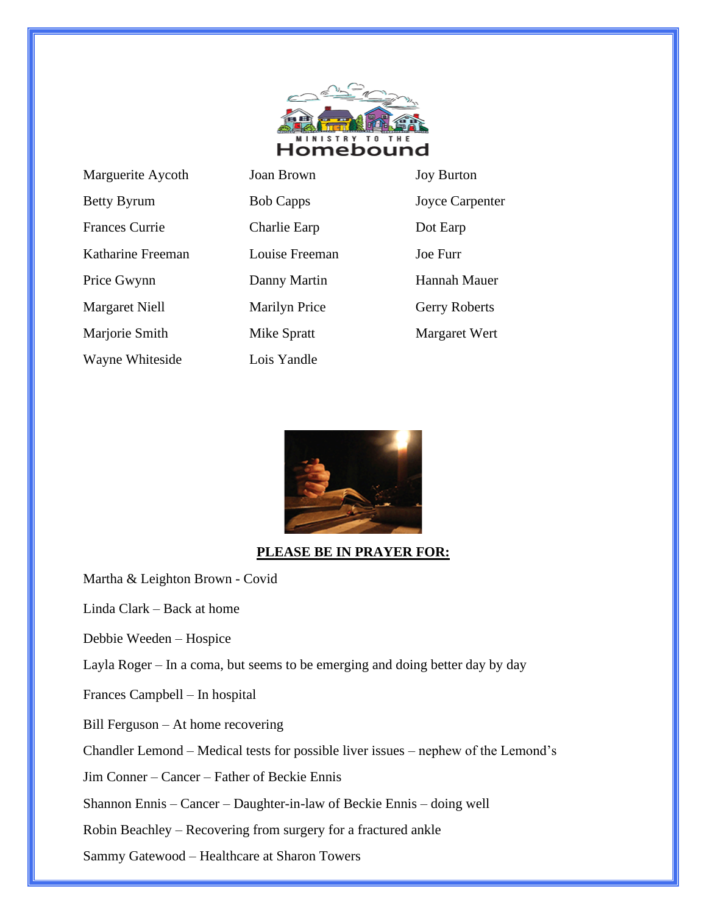# MINISTRY TO THE Homebound

| | | |
|---|---|---|
| Marguerite Aycoth | Joan Brown | Joy Burton |
| Betty Byrum | Bob Capps | Joyce Carpenter |
| Frances Currie | Charlie Earp | Dot Earp |
| Katharine Freeman | Louise Freeman | Joe Furr |
| Price Gwynn | Danny Martin | Hannah Mauer |
| Margaret Niell | Marilyn Price | Gerry Roberts |
| Marjorie Smith | Mike Spratt | Margaret Wert |
| Wayne Whiteside | Lois Yandle | |

**PLEASE BE IN PRAYER FOR:**

Martha & Leighton Brown - Covid

Linda Clark – Back at home

Debbie Weeden – Hospice

Layla Roger – In a coma, but seems to be emerging and doing better day by day

Frances Campbell – In hospital

Bill Ferguson – At home recovering

Chandler Lemond – Medical tests for possible liver issues – nephew of the Lemond's

Jim Conner – Cancer – Father of Beckie Ennis

Shannon Ennis – Cancer – Daughter-in-law of Beckie Ennis – doing well

Robin Beachley – Recovering from surgery for a fractured ankle

Sammy Gatewood – Healthcare at Sharon Towers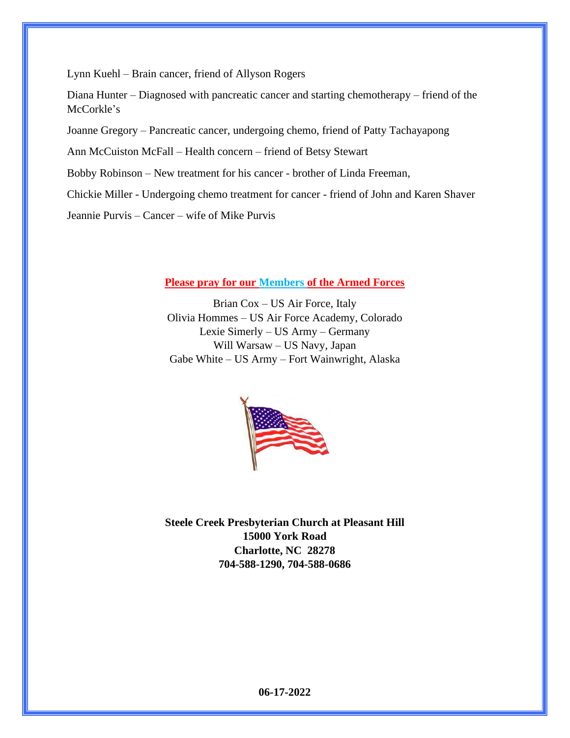Lynn Kuehl – Brain cancer, friend of Allyson Rogers

Diana Hunter – Diagnosed with pancreatic cancer and starting chemotherapy – friend of the McCorkle's

Joanne Gregory – Pancreatic cancer, undergoing chemo, friend of Patty Tachayapong

Ann McCuiston McFall – Health concern – friend of Betsy Stewart

Bobby Robinson – New treatment for his cancer - brother of Linda Freeman,

Chickie Miller - Undergoing chemo treatment for cancer - friend of John and Karen Shaver

Jeannie Purvis – Cancer – wife of Mike Purvis

**Please pray for our Members of the Armed Forces**

Brian Cox – US Air Force, Italy
Olivia Hommes – US Air Force Academy, Colorado
Lexie Simerly – US Army – Germany
Will Warsaw – US Navy, Japan
Gabe White – US Army – Fort Wainwright, Alaska

**Steele Creek Presbyterian Church at Pleasant Hill**
**15000 York Road**
**Charlotte, NC 28278**
**704-588-1290, 704-588-0686**

**06-17-2022**